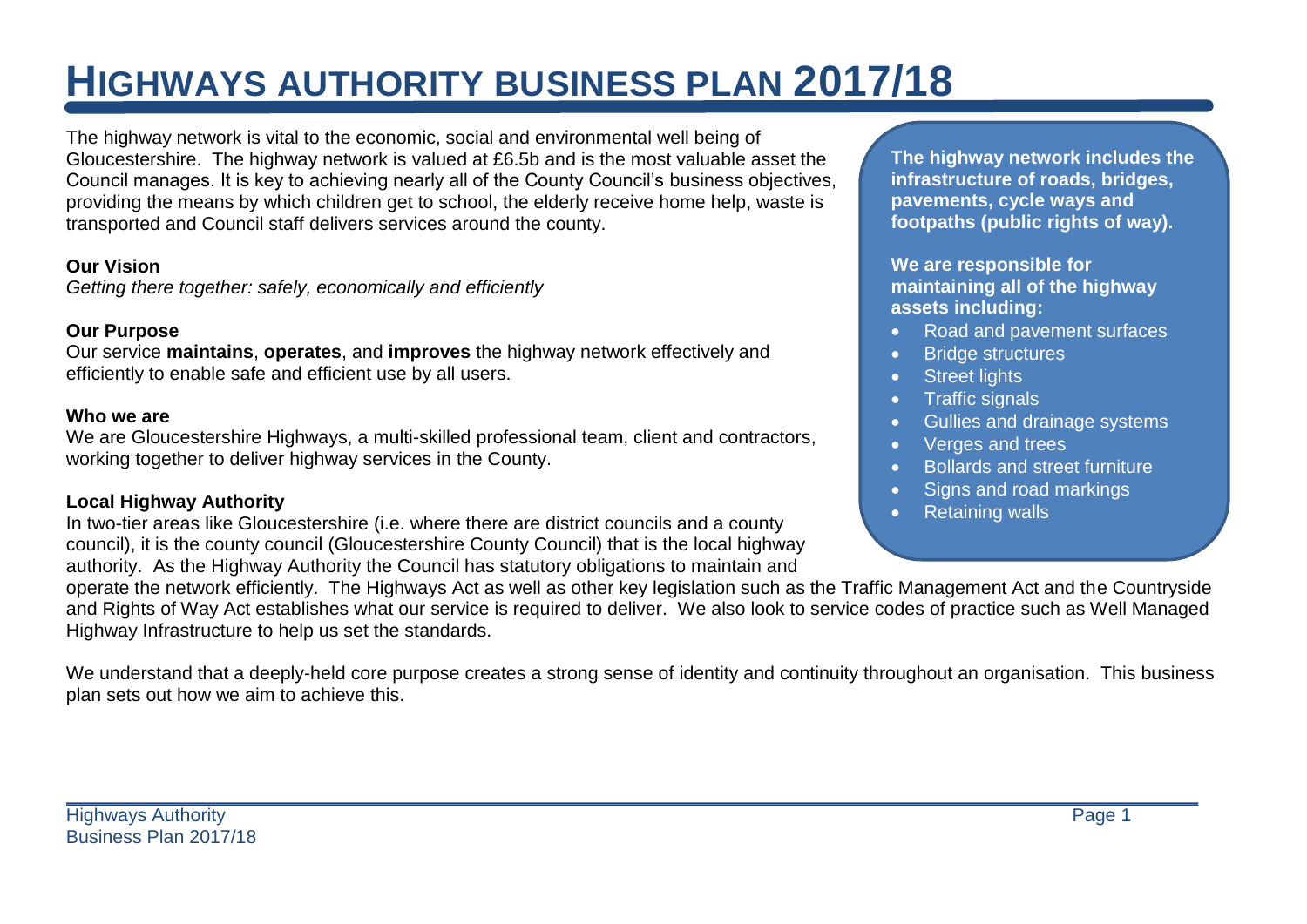# HIGHWAYS AUTHORITY BUSINESS PLAN 2017/18

The highway network is vital to the economic, social and environmental well being of Gloucestershire. The highway network is valued at £6.5b and is the most valuable asset the Council manages. It is key to achieving nearly all of the County Council's business objectives, providing the means by which children get to school, the elderly receive home help, waste is transported and Council staff delivers services around the county.

**The highway network includes the infrastructure of roads, bridges, pavements, cycle ways and footpaths (public rights of way).**

**We are responsible for maintaining all of the highway assets including:**

- Road and pavement surfaces
- Bridge structures
- Street lights
- Traffic signals
- Gullies and drainage systems
- Verges and trees
- Bollards and street furniture
- Signs and road markings
- Retaining walls

**Our Vision**

*Getting there together: safely, economically and efficiently*

**Our Purpose**

Our service **maintains**, **operates**, and **improves** the highway network effectively and efficiently to enable safe and efficient use by all users.

**Who we are**

We are Gloucestershire Highways, a multi-skilled professional team, client and contractors, working together to deliver highway services in the County.

**Local Highway Authority**

In two-tier areas like Gloucestershire (i.e. where there are district councils and a county council), it is the county council (Gloucestershire County Council) that is the local highway authority. As the Highway Authority the Council has statutory obligations to maintain and operate the network efficiently. The Highways Act as well as other key legislation such as the Traffic Management Act and the Countryside and Rights of Way Act establishes what our service is required to deliver. We also look to service codes of practice such as Well Managed Highway Infrastructure to help us set the standards.

We understand that a deeply-held core purpose creates a strong sense of identity and continuity throughout an organisation. This business plan sets out how we aim to achieve this.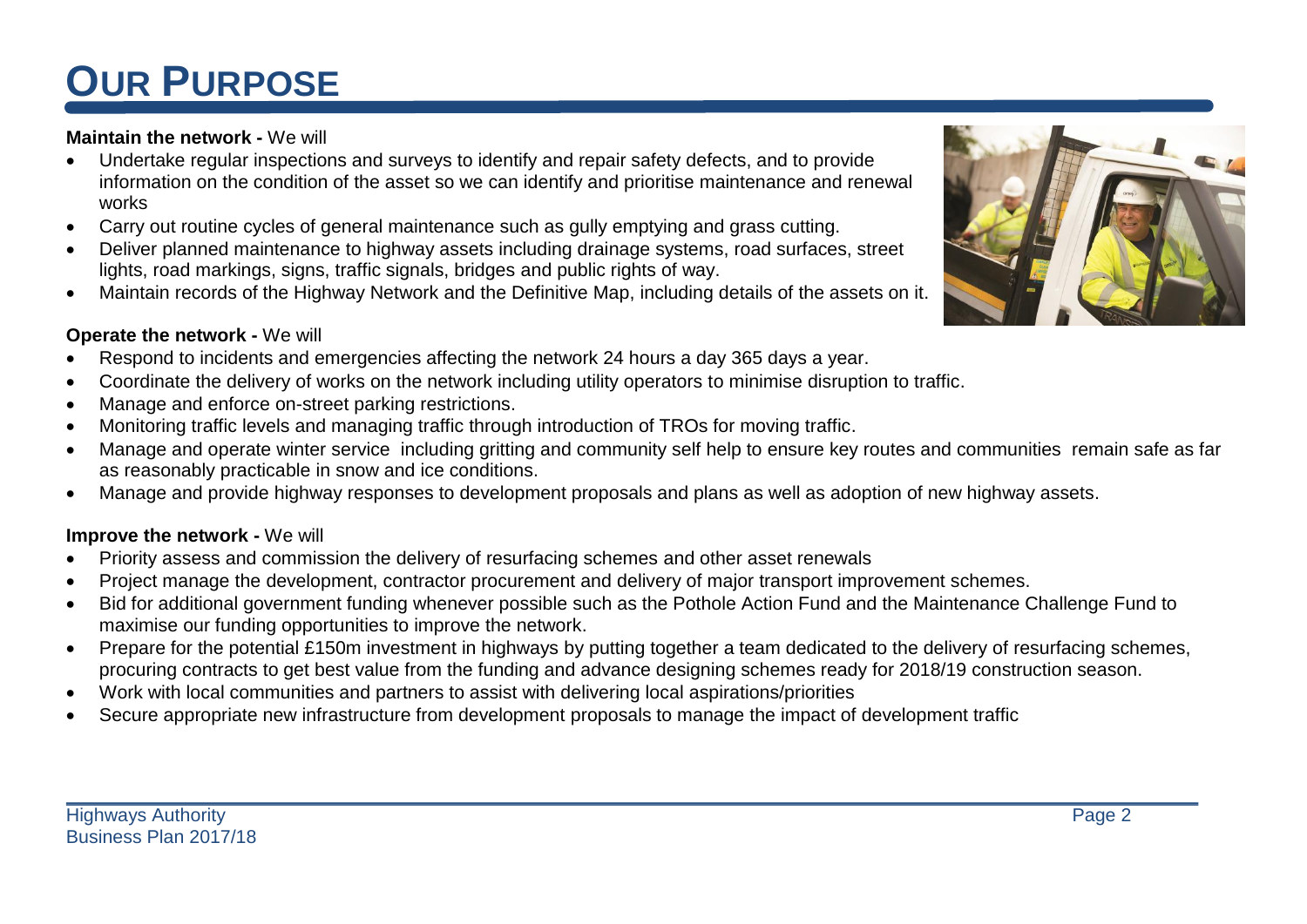# OUR PURPOSE

**Maintain the network -** We will

- Undertake regular inspections and surveys to identify and repair safety defects, and to provide information on the condition of the asset so we can identify and prioritise maintenance and renewal works
- Carry out routine cycles of general maintenance such as gully emptying and grass cutting.
- Deliver planned maintenance to highway assets including drainage systems, road surfaces, street lights, road markings, signs, traffic signals, bridges and public rights of way.
- Maintain records of the Highway Network and the Definitive Map, including details of the assets on it.

**Operate the network -** We will

- Respond to incidents and emergencies affecting the network 24 hours a day 365 days a year.
- Coordinate the delivery of works on the network including utility operators to minimise disruption to traffic.
- Manage and enforce on-street parking restrictions.
- Monitoring traffic levels and managing traffic through introduction of TROs for moving traffic.
- Manage and operate winter service including gritting and community self help to ensure key routes and communities remain safe as far as reasonably practicable in snow and ice conditions.
- Manage and provide highway responses to development proposals and plans as well as adoption of new highway assets.

**Improve the network -** We will

- Priority assess and commission the delivery of resurfacing schemes and other asset renewals
- Project manage the development, contractor procurement and delivery of major transport improvement schemes.
- Bid for additional government funding whenever possible such as the Pothole Action Fund and the Maintenance Challenge Fund to maximise our funding opportunities to improve the network.
- Prepare for the potential £150m investment in highways by putting together a team dedicated to the delivery of resurfacing schemes, procuring contracts to get best value from the funding and advance designing schemes ready for 2018/19 construction season.
- Work with local communities and partners to assist with delivering local aspirations/priorities
- Secure appropriate new infrastructure from development proposals to manage the impact of development traffic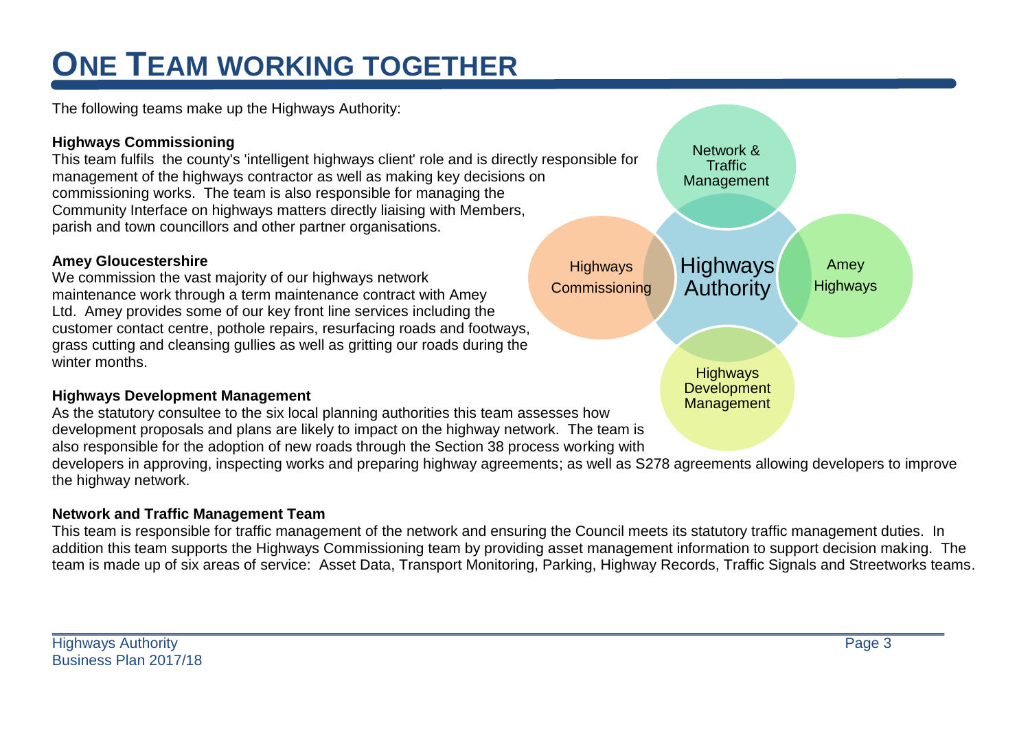# ONE TEAM WORKING TOGETHER

The following teams make up the Highways Authority:

**Highways Commissioning**

This team fulfils the county's 'intelligent highways client' role and is directly responsible for management of the highways contractor as well as making key decisions on commissioning works. The team is also responsible for managing the Community Interface on highways matters directly liaising with Members, parish and town councillors and other partner organisations.

**Amey Gloucestershire**

We commission the vast majority of our highways network maintenance work through a term maintenance contract with Amey Ltd. Amey provides some of our key front line services including the customer contact centre, pothole repairs, resurfacing roads and footways, grass cutting and cleansing gullies as well as gritting our roads during the winter months.

**Highways Development Management**

As the statutory consultee to the six local planning authorities this team assesses how development proposals and plans are likely to impact on the highway network. The team is also responsible for the adoption of new roads through the Section 38 process working with developers in approving, inspecting works and preparing highway agreements; as well as S278 agreements allowing developers to improve the highway network.

**Network and Traffic Management Team**

This team is responsible for traffic management of the network and ensuring the Council meets its statutory traffic management duties. In addition this team supports the Highways Commissioning team by providing asset management information to support decision making. The team is made up of six areas of service: Asset Data, Transport Monitoring, Parking, Highway Records, Traffic Signals and Streetworks teams.

Highways Authority

Network & Traffic Management

Highways Commissioning

Amey Highways

Highways Development Management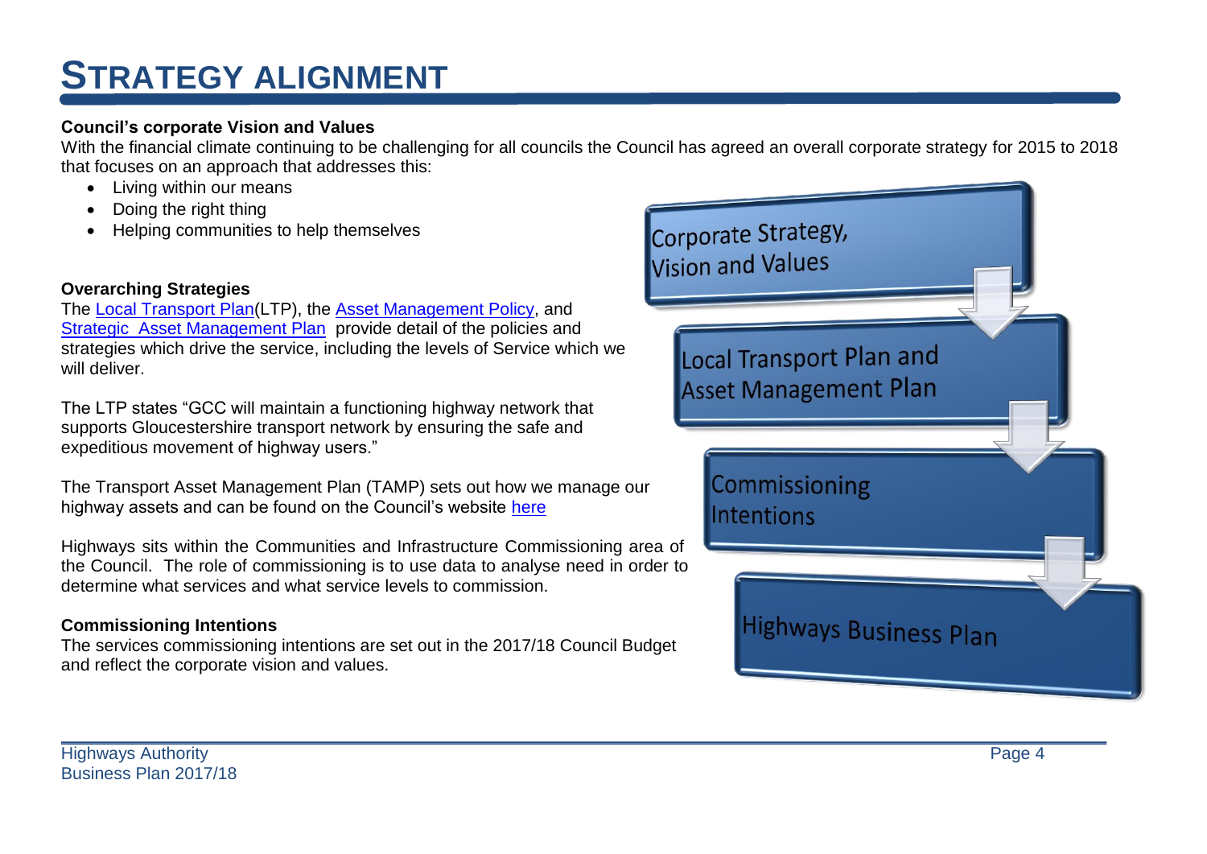# STRATEGY ALIGNMENT

**Council's corporate Vision and Values**

With the financial climate continuing to be challenging for all councils the Council has agreed an overall corporate strategy for 2015 to 2018 that focuses on an approach that addresses this:

- Living within our means
- Doing the right thing
- Helping communities to help themselves

**Overarching Strategies**

The Local Transport Plan(LTP), the Asset Management Policy, and Strategic Asset Management Plan provide detail of the policies and strategies which drive the service, including the levels of Service which we will deliver.

The LTP states "GCC will maintain a functioning highway network that supports Gloucestershire transport network by ensuring the safe and expeditious movement of highway users."

The Transport Asset Management Plan (TAMP) sets out how we manage our highway assets and can be found on the Council's website here

Highways sits within the Communities and Infrastructure Commissioning area of the Council. The role of commissioning is to use data to analyse need in order to determine what services and what service levels to commission.

**Commissioning Intentions**

The services commissioning intentions are set out in the 2017/18 Council Budget and reflect the corporate vision and values.

Corporate Strategy, Vision and Values

Local Transport Plan and Asset Management Plan

Commissioning Intentions

Highways Business Plan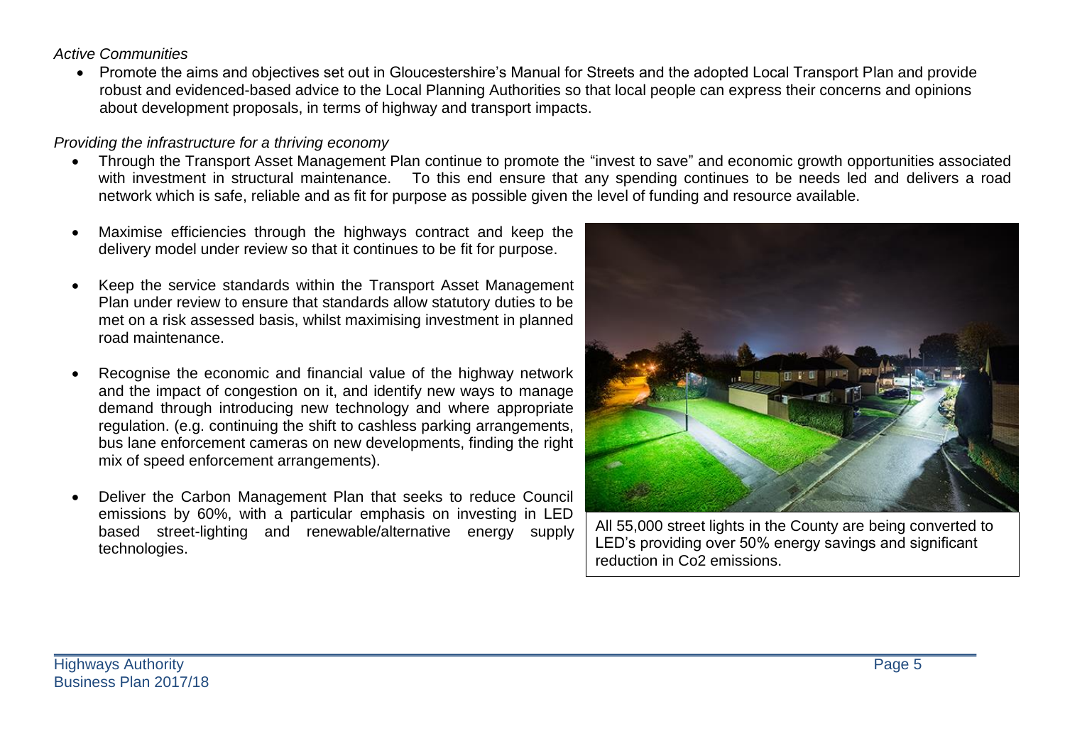*Active Communities*

- Promote the aims and objectives set out in Gloucestershire's Manual for Streets and the adopted Local Transport Plan and provide robust and evidenced-based advice to the Local Planning Authorities so that local people can express their concerns and opinions about development proposals, in terms of highway and transport impacts.

*Providing the infrastructure for a thriving economy*

- Through the Transport Asset Management Plan continue to promote the "invest to save" and economic growth opportunities associated with investment in structural maintenance. To this end ensure that any spending continues to be needs led and delivers a road network which is safe, reliable and as fit for purpose as possible given the level of funding and resource available.

- Maximise efficiencies through the highways contract and keep the delivery model under review so that it continues to be fit for purpose.

- Keep the service standards within the Transport Asset Management Plan under review to ensure that standards allow statutory duties to be met on a risk assessed basis, whilst maximising investment in planned road maintenance.

- Recognise the economic and financial value of the highway network and the impact of congestion on it, and identify new ways to manage demand through introducing new technology and where appropriate regulation. (e.g. continuing the shift to cashless parking arrangements, bus lane enforcement cameras on new developments, finding the right mix of speed enforcement arrangements).

- Deliver the Carbon Management Plan that seeks to reduce Council emissions by 60%, with a particular emphasis on investing in LED based street-lighting and renewable/alternative energy supply technologies.

All 55,000 street lights in the County are being converted to LED's providing over 50% energy savings and significant reduction in $CO_2$ emissions.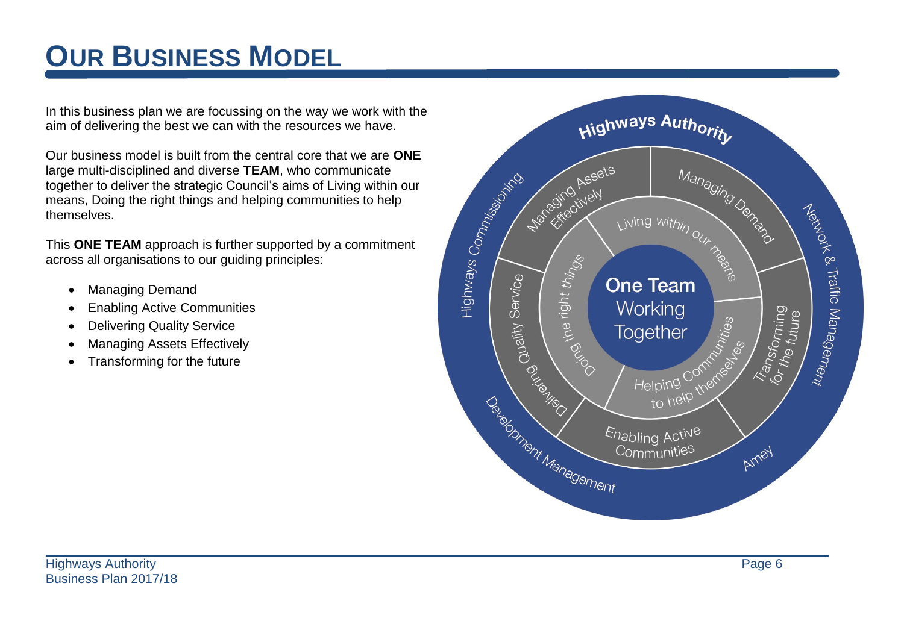# OUR BUSINESS MODEL

In this business plan we are focussing on the way we work with the aim of delivering the best we can with the resources we have.

Our business model is built from the central core that we are **ONE** large multi-disciplined and diverse **TEAM**, who communicate together to deliver the strategic Council's aims of Living within our means, Doing the right things and helping communities to help themselves.

This **ONE TEAM** approach is further supported by a commitment across all organisations to our guiding principles:

- Managing Demand
- Enabling Active Communities
- Delivering Quality Service
- Managing Assets Effectively
- Transforming for the future

Highways Authority

Highways Commissioning | Network & Traffic Management | Amey | Development Management

Managing Assets Effectively | Managing Demand | Transforming for the future | Enabling Active Communities | Delivering Quality Service

Living within our means | Helping Communities to help themselves | Doing the right things

**One Team** Working Together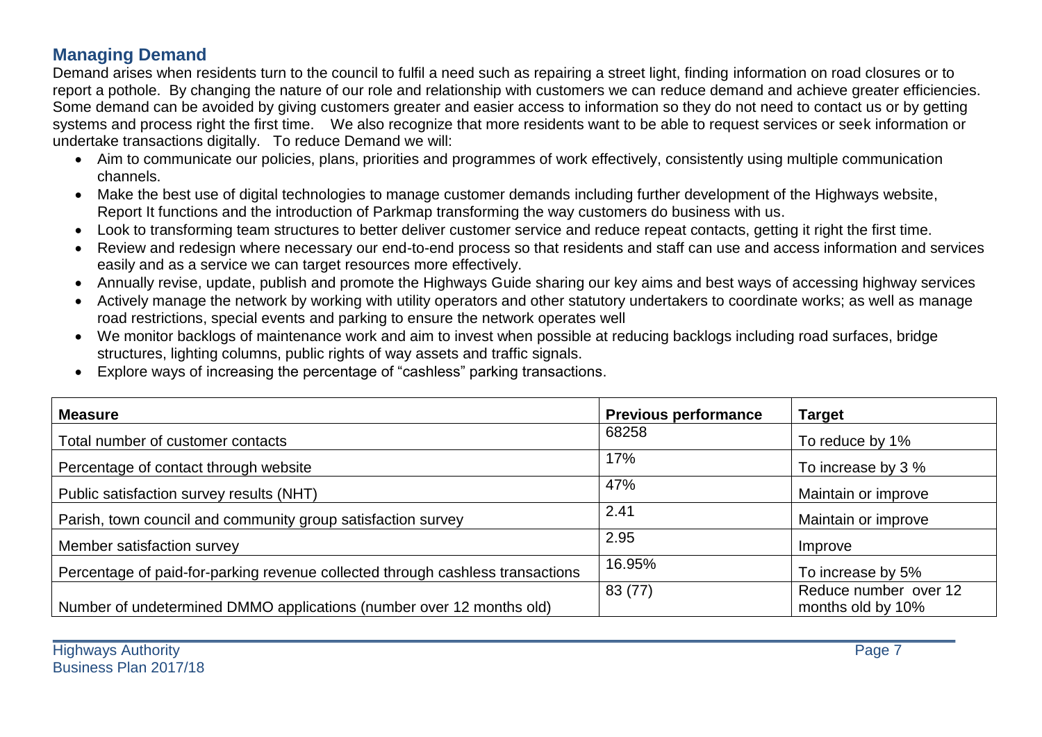## Managing Demand

Demand arises when residents turn to the council to fulfil a need such as repairing a street light, finding information on road closures or to report a pothole. By changing the nature of our role and relationship with customers we can reduce demand and achieve greater efficiencies. Some demand can be avoided by giving customers greater and easier access to information so they do not need to contact us or by getting systems and process right the first time. We also recognize that more residents want to be able to request services or seek information or undertake transactions digitally. To reduce Demand we will:

- Aim to communicate our policies, plans, priorities and programmes of work effectively, consistently using multiple communication channels.
- Make the best use of digital technologies to manage customer demands including further development of the Highways website, Report It functions and the introduction of Parkmap transforming the way customers do business with us.
- Look to transforming team structures to better deliver customer service and reduce repeat contacts, getting it right the first time.
- Review and redesign where necessary our end-to-end process so that residents and staff can use and access information and services easily and as a service we can target resources more effectively.
- Annually revise, update, publish and promote the Highways Guide sharing our key aims and best ways of accessing highway services
- Actively manage the network by working with utility operators and other statutory undertakers to coordinate works; as well as manage road restrictions, special events and parking to ensure the network operates well
- We monitor backlogs of maintenance work and aim to invest when possible at reducing backlogs including road surfaces, bridge structures, lighting columns, public rights of way assets and traffic signals.
- Explore ways of increasing the percentage of "cashless" parking transactions.

| Measure | Previous performance | Target |
|---|---|---|
| Total number of customer contacts | 68258 | To reduce by 1% |
| Percentage of contact through website | 17% | To increase by 3 % |
| Public satisfaction survey results (NHT) | 47% | Maintain or improve |
| Parish, town council and community group satisfaction survey | 2.41 | Maintain or improve |
| Member satisfaction survey | 2.95 | Improve |
| Percentage of paid-for-parking revenue collected through cashless transactions | 16.95% | To increase by 5% |
| Number of undetermined DMMO applications (number over 12 months old) | 83 (77) | Reduce number over 12 months old by 10% |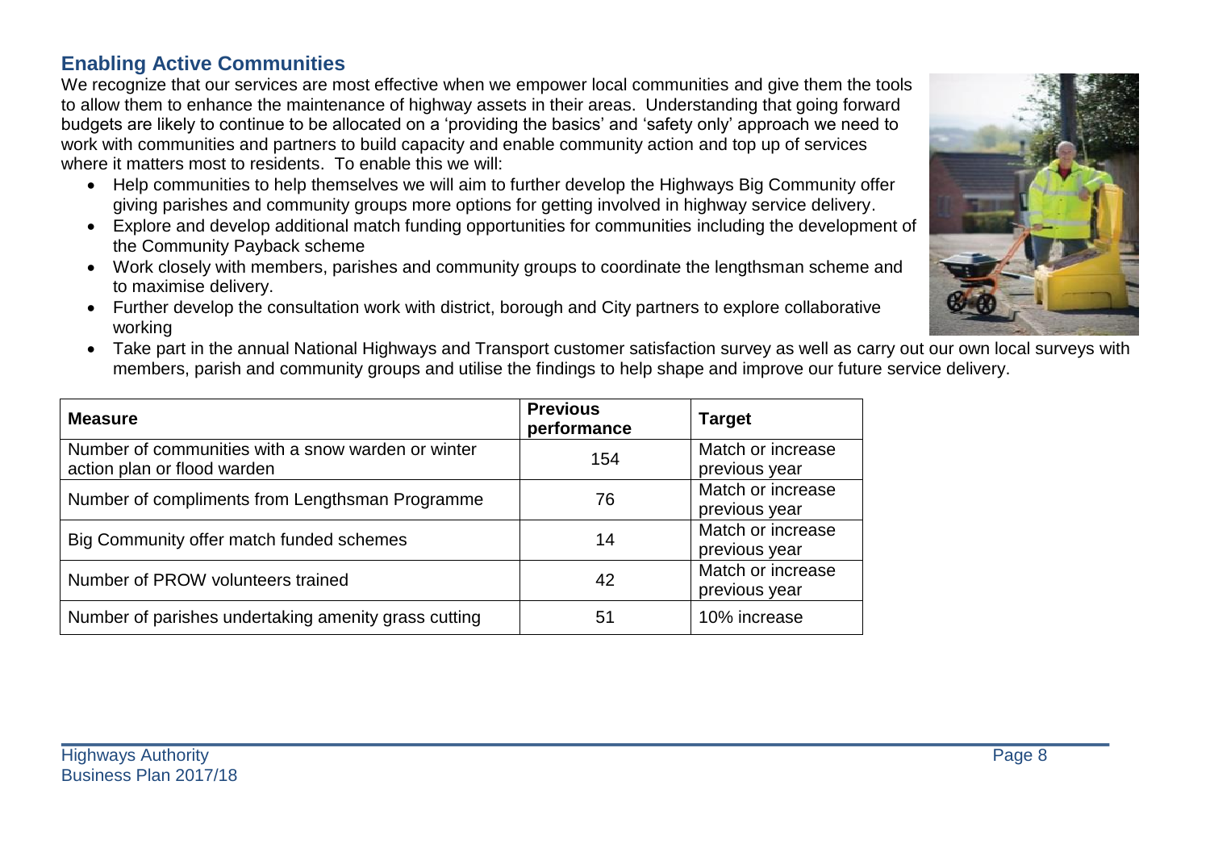## Enabling Active Communities

We recognize that our services are most effective when we empower local communities and give them the tools to allow them to enhance the maintenance of highway assets in their areas. Understanding that going forward budgets are likely to continue to be allocated on a 'providing the basics' and 'safety only' approach we need to work with communities and partners to build capacity and enable community action and top up of services where it matters most to residents. To enable this we will:

- Help communities to help themselves we will aim to further develop the Highways Big Community offer giving parishes and community groups more options for getting involved in highway service delivery.
- Explore and develop additional match funding opportunities for communities including the development of the Community Payback scheme
- Work closely with members, parishes and community groups to coordinate the lengthsman scheme and to maximise delivery.
- Further develop the consultation work with district, borough and City partners to explore collaborative working
- Take part in the annual National Highways and Transport customer satisfaction survey as well as carry out our own local surveys with members, parish and community groups and utilise the findings to help shape and improve our future service delivery.

| Measure | Previous performance | Target |
|---|---|---|
| Number of communities with a snow warden or winter action plan or flood warden | 154 | Match or increase previous year |
| Number of compliments from Lengthsman Programme | 76 | Match or increase previous year |
| Big Community offer match funded schemes | 14 | Match or increase previous year |
| Number of PROW volunteers trained | 42 | Match or increase previous year |
| Number of parishes undertaking amenity grass cutting | 51 | 10% increase |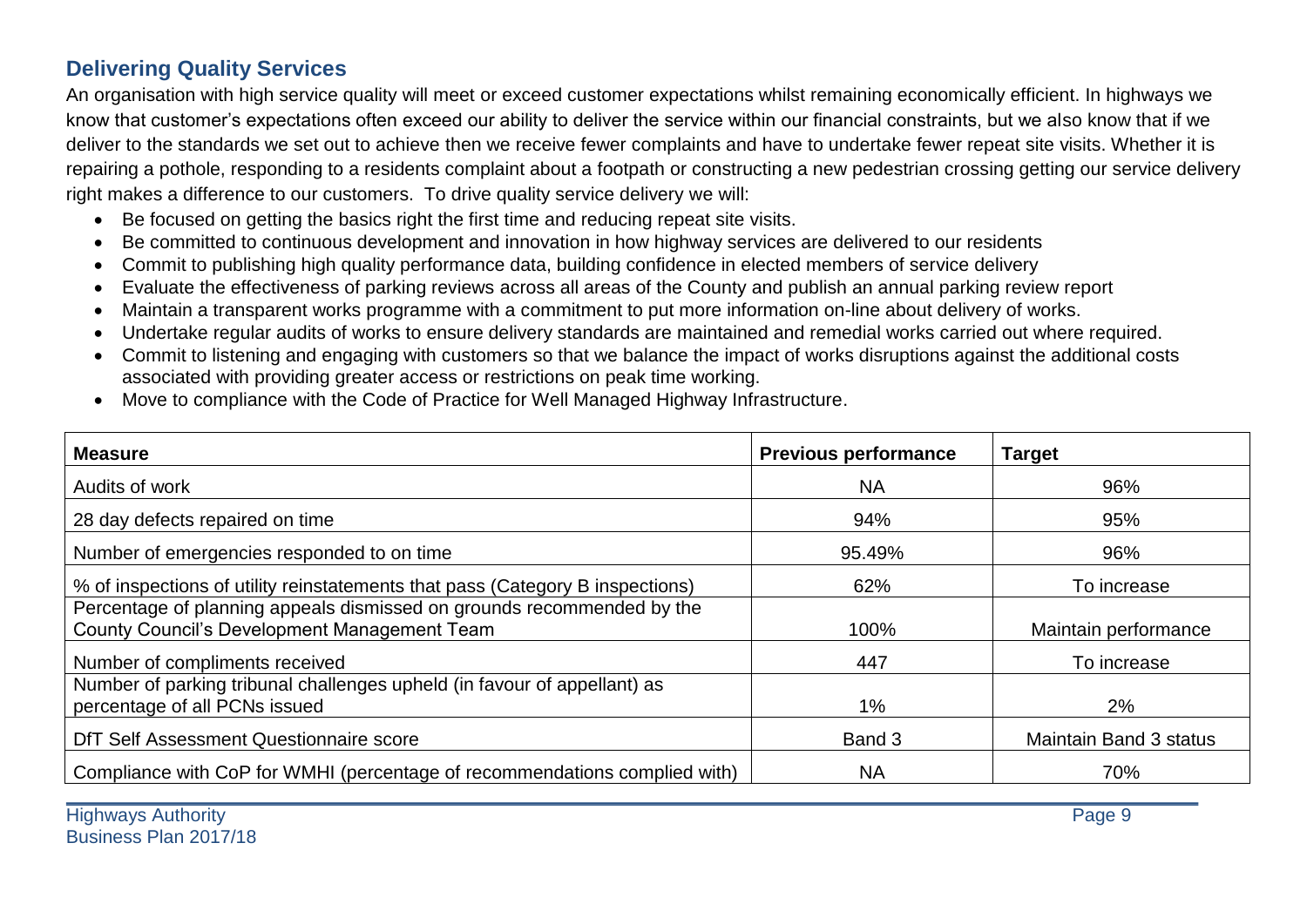## Delivering Quality Services

An organisation with high service quality will meet or exceed customer expectations whilst remaining economically efficient. In highways we know that customer's expectations often exceed our ability to deliver the service within our financial constraints, but we also know that if we deliver to the standards we set out to achieve then we receive fewer complaints and have to undertake fewer repeat site visits. Whether it is repairing a pothole, responding to a residents complaint about a footpath or constructing a new pedestrian crossing getting our service delivery right makes a difference to our customers. To drive quality service delivery we will:

- Be focused on getting the basics right the first time and reducing repeat site visits.
- Be committed to continuous development and innovation in how highway services are delivered to our residents
- Commit to publishing high quality performance data, building confidence in elected members of service delivery
- Evaluate the effectiveness of parking reviews across all areas of the County and publish an annual parking review report
- Maintain a transparent works programme with a commitment to put more information on-line about delivery of works.
- Undertake regular audits of works to ensure delivery standards are maintained and remedial works carried out where required.
- Commit to listening and engaging with customers so that we balance the impact of works disruptions against the additional costs associated with providing greater access or restrictions on peak time working.
- Move to compliance with the Code of Practice for Well Managed Highway Infrastructure.

| Measure | Previous performance | Target |
|---|---|---|
| Audits of work | NA | 96% |
| 28 day defects repaired on time | 94% | 95% |
| Number of emergencies responded to on time | 95.49% | 96% |
| % of inspections of utility reinstatements that pass (Category B inspections) | 62% | To increase |
| Percentage of planning appeals dismissed on grounds recommended by the County Council's Development Management Team | 100% | Maintain performance |
| Number of compliments received | 447 | To increase |
| Number of parking tribunal challenges upheld (in favour of appellant) as percentage of all PCNs issued | 1% | 2% |
| DfT Self Assessment Questionnaire score | Band 3 | Maintain Band 3 status |
| Compliance with CoP for WMHI (percentage of recommendations complied with) | NA | 70% |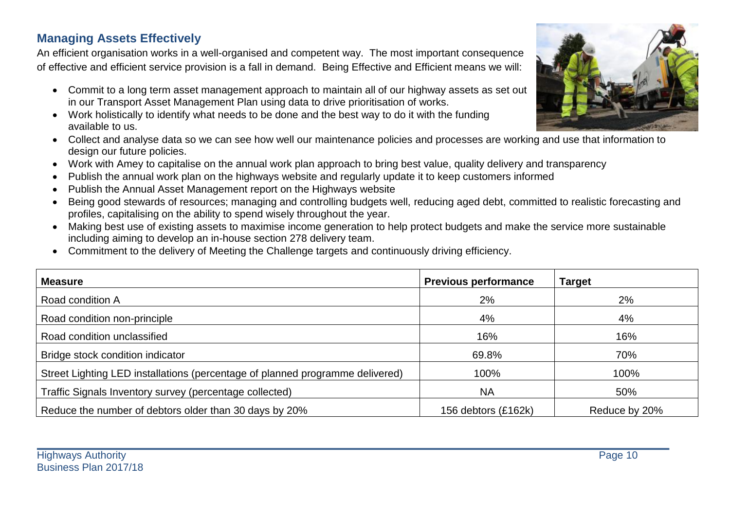## Managing Assets Effectively

An efficient organisation works in a well-organised and competent way. The most important consequence of effective and efficient service provision is a fall in demand. Being Effective and Efficient means we will:

- Commit to a long term asset management approach to maintain all of our highway assets as set out in our Transport Asset Management Plan using data to drive prioritisation of works.
- Work holistically to identify what needs to be done and the best way to do it with the funding available to us.
- Collect and analyse data so we can see how well our maintenance policies and processes are working and use that information to design our future policies.
- Work with Amey to capitalise on the annual work plan approach to bring best value, quality delivery and transparency
- Publish the annual work plan on the highways website and regularly update it to keep customers informed
- Publish the Annual Asset Management report on the Highways website
- Being good stewards of resources; managing and controlling budgets well, reducing aged debt, committed to realistic forecasting and profiles, capitalising on the ability to spend wisely throughout the year.
- Making best use of existing assets to maximise income generation to help protect budgets and make the service more sustainable including aiming to develop an in-house section 278 delivery team.
- Commitment to the delivery of Meeting the Challenge targets and continuously driving efficiency.

| Measure | Previous performance | Target |
| --- | --- | --- |
| Road condition A | 2% | 2% |
| Road condition non-principle | 4% | 4% |
| Road condition unclassified | 16% | 16% |
| Bridge stock condition indicator | 69.8% | 70% |
| Street Lighting LED installations (percentage of planned programme delivered) | 100% | 100% |
| Traffic Signals Inventory survey (percentage collected) | NA | 50% |
| Reduce the number of debtors older than 30 days by 20% | 156 debtors (£162k) | Reduce by 20% |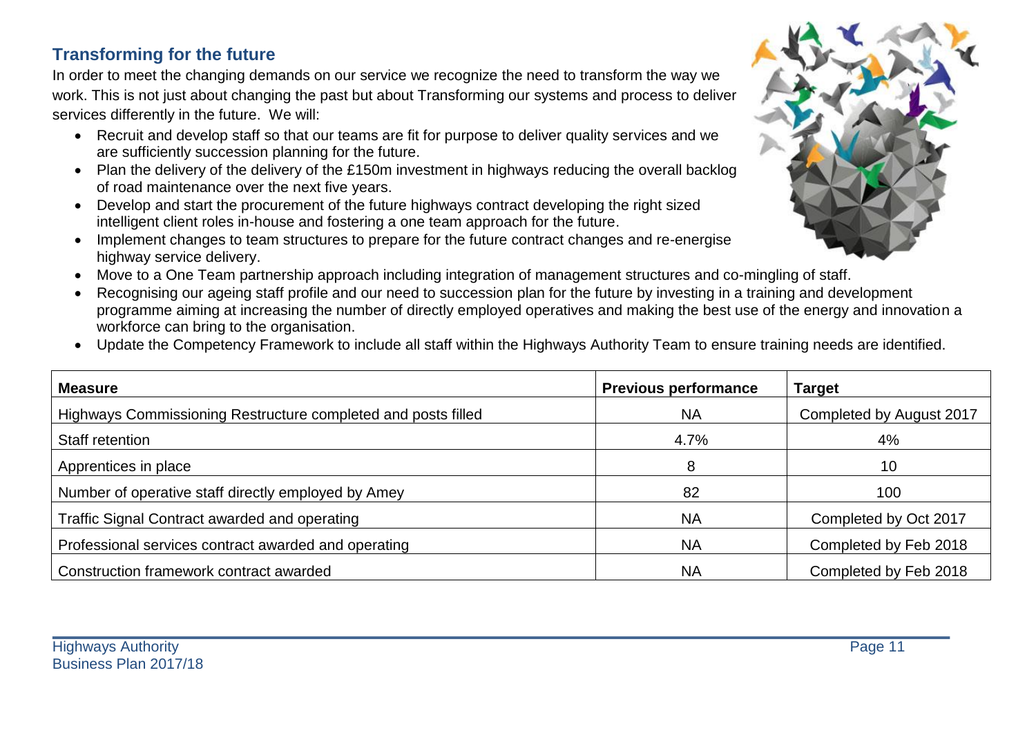## Transforming for the future

In order to meet the changing demands on our service we recognize the need to transform the way we work. This is not just about changing the past but about Transforming our systems and process to deliver services differently in the future. We will:

- Recruit and develop staff so that our teams are fit for purpose to deliver quality services and we are sufficiently succession planning for the future.
- Plan the delivery of the delivery of the £150m investment in highways reducing the overall backlog of road maintenance over the next five years.
- Develop and start the procurement of the future highways contract developing the right sized intelligent client roles in-house and fostering a one team approach for the future.
- Implement changes to team structures to prepare for the future contract changes and re-energise highway service delivery.
- Move to a One Team partnership approach including integration of management structures and co-mingling of staff.
- Recognising our ageing staff profile and our need to succession plan for the future by investing in a training and development programme aiming at increasing the number of directly employed operatives and making the best use of the energy and innovation a workforce can bring to the organisation.
- Update the Competency Framework to include all staff within the Highways Authority Team to ensure training needs are identified.

| Measure | Previous performance | Target |
| --- | --- | --- |
| Highways Commissioning Restructure completed and posts filled | NA | Completed by August 2017 |
| Staff retention | 4.7% | 4% |
| Apprentices in place | 8 | 10 |
| Number of operative staff directly employed by Amey | 82 | 100 |
| Traffic Signal Contract awarded and operating | NA | Completed by Oct 2017 |
| Professional services contract awarded and operating | NA | Completed by Feb 2018 |
| Construction framework contract awarded | NA | Completed by Feb 2018 |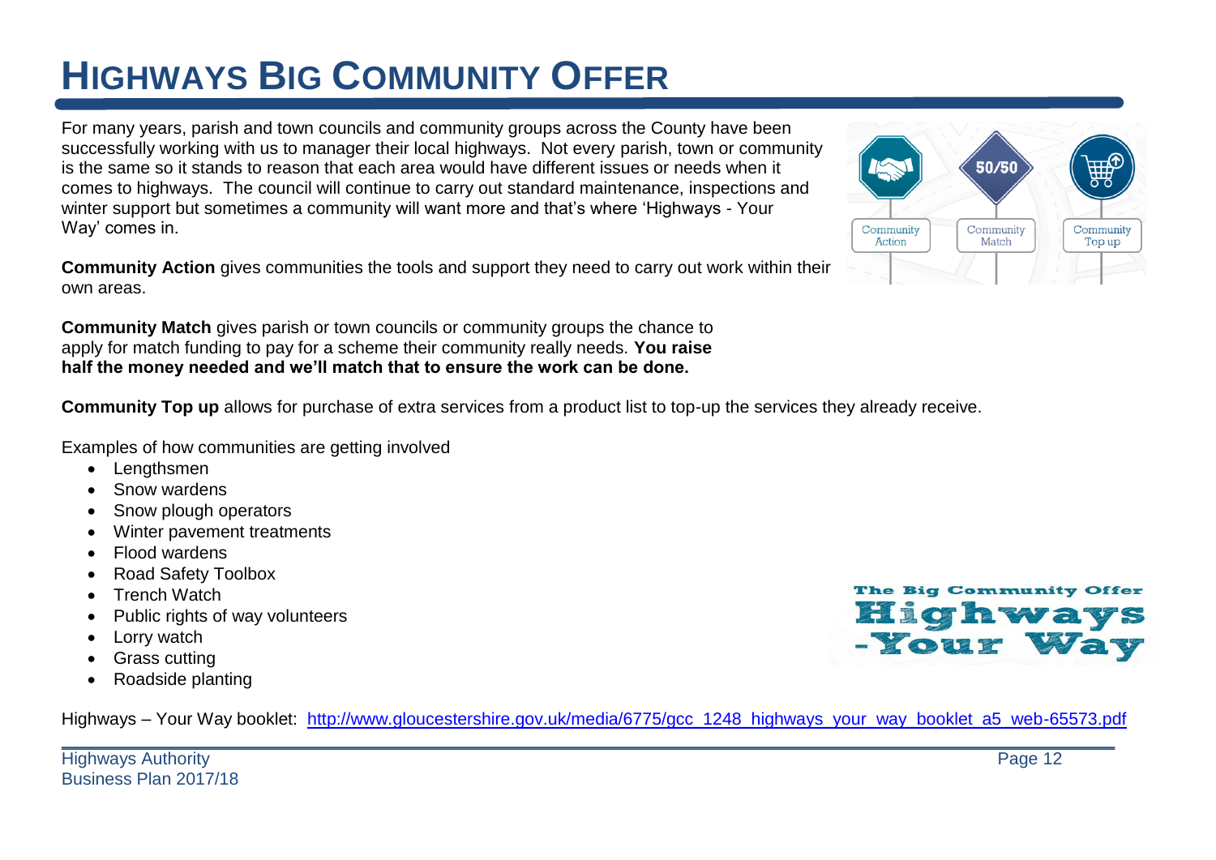# HIGHWAYS BIG COMMUNITY OFFER

For many years, parish and town councils and community groups across the County have been successfully working with us to manager their local highways. Not every parish, town or community is the same so it stands to reason that each area would have different issues or needs when it comes to highways. The council will continue to carry out standard maintenance, inspections and winter support but sometimes a community will want more and that's where 'Highways - Your Way' comes in.

**Community Action** gives communities the tools and support they need to carry out work within their own areas.

**Community Match** gives parish or town councils or community groups the chance to apply for match funding to pay for a scheme their community really needs. **You raise half the money needed and we'll match that to ensure the work can be done.**

**Community Top up** allows for purchase of extra services from a product list to top-up the services they already receive.

Examples of how communities are getting involved

- Lengthsmen
- Snow wardens
- Snow plough operators
- Winter pavement treatments
- Flood wardens
- Road Safety Toolbox
- Trench Watch
- Public rights of way volunteers
- Lorry watch
- Grass cutting
- Roadside planting

Highways – Your Way booklet: http://www.gloucestershire.gov.uk/media/6775/gcc_1248_highways_your_way_booklet_a5_web-65573.pdf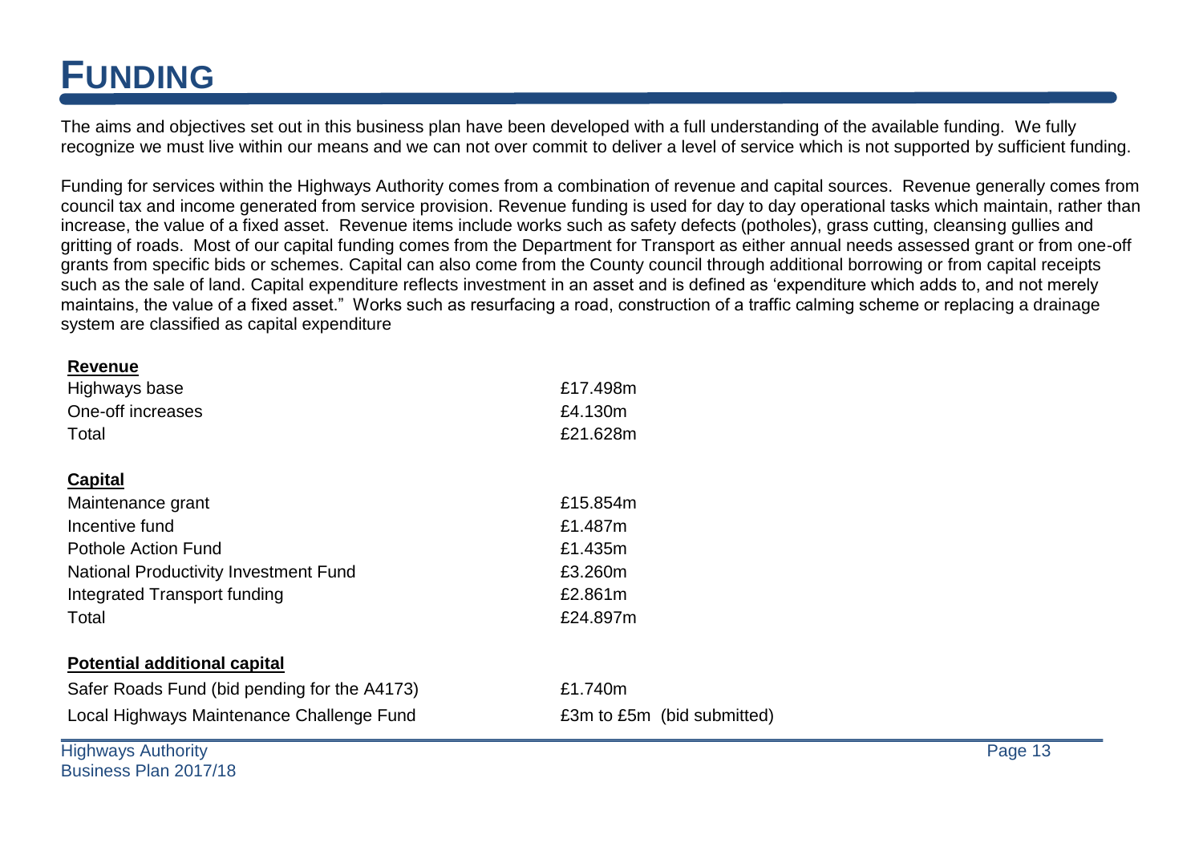# FUNDING

The aims and objectives set out in this business plan have been developed with a full understanding of the available funding. We fully recognize we must live within our means and we can not over commit to deliver a level of service which is not supported by sufficient funding.

Funding for services within the Highways Authority comes from a combination of revenue and capital sources. Revenue generally comes from council tax and income generated from service provision. Revenue funding is used for day to day operational tasks which maintain, rather than increase, the value of a fixed asset. Revenue items include works such as safety defects (potholes), grass cutting, cleansing gullies and gritting of roads. Most of our capital funding comes from the Department for Transport as either annual needs assessed grant or from one-off grants from specific bids or schemes. Capital can also come from the County council through additional borrowing or from capital receipts such as the sale of land. Capital expenditure reflects investment in an asset and is defined as 'expenditure which adds to, and not merely maintains, the value of a fixed asset." Works such as resurfacing a road, construction of a traffic calming scheme or replacing a drainage system are classified as capital expenditure

| **Revenue** | |
|---|---|
| Highways base | £17.498m |
| One-off increases | £4.130m |
| Total | £21.628m |
| | |
| **Capital** | |
| Maintenance grant | £15.854m |
| Incentive fund | £1.487m |
| Pothole Action Fund | £1.435m |
| National Productivity Investment Fund | £3.260m |
| Integrated Transport funding | £2.861m |
| Total | £24.897m |
| | |
| **Potential additional capital** | |
| Safer Roads Fund (bid pending for the A4173) | £1.740m |
| Local Highways Maintenance Challenge Fund | £3m to £5m (bid submitted) |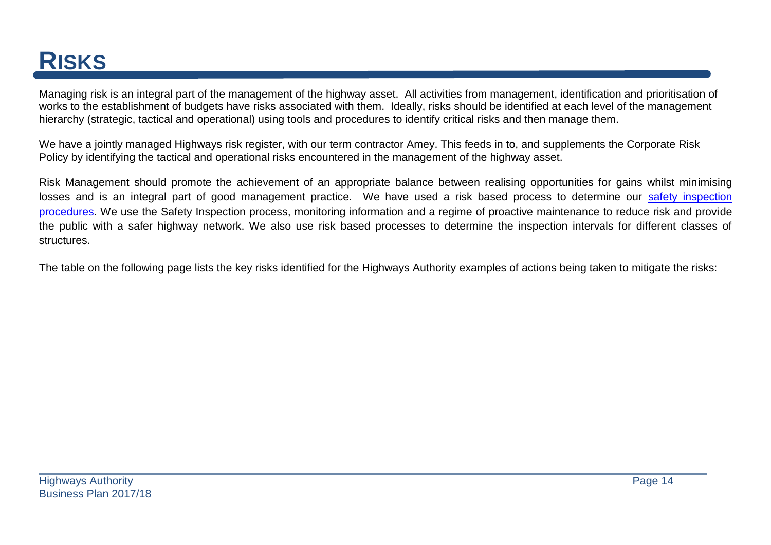# RISKS

Managing risk is an integral part of the management of the highway asset. All activities from management, identification and prioritisation of works to the establishment of budgets have risks associated with them. Ideally, risks should be identified at each level of the management hierarchy (strategic, tactical and operational) using tools and procedures to identify critical risks and then manage them.

We have a jointly managed Highways risk register, with our term contractor Amey. This feeds in to, and supplements the Corporate Risk Policy by identifying the tactical and operational risks encountered in the management of the highway asset.

Risk Management should promote the achievement of an appropriate balance between realising opportunities for gains whilst minimising losses and is an integral part of good management practice. We have used a risk based process to determine our safety inspection procedures. We use the Safety Inspection process, monitoring information and a regime of proactive maintenance to reduce risk and provide the public with a safer highway network. We also use risk based processes to determine the inspection intervals for different classes of structures.

The table on the following page lists the key risks identified for the Highways Authority examples of actions being taken to mitigate the risks: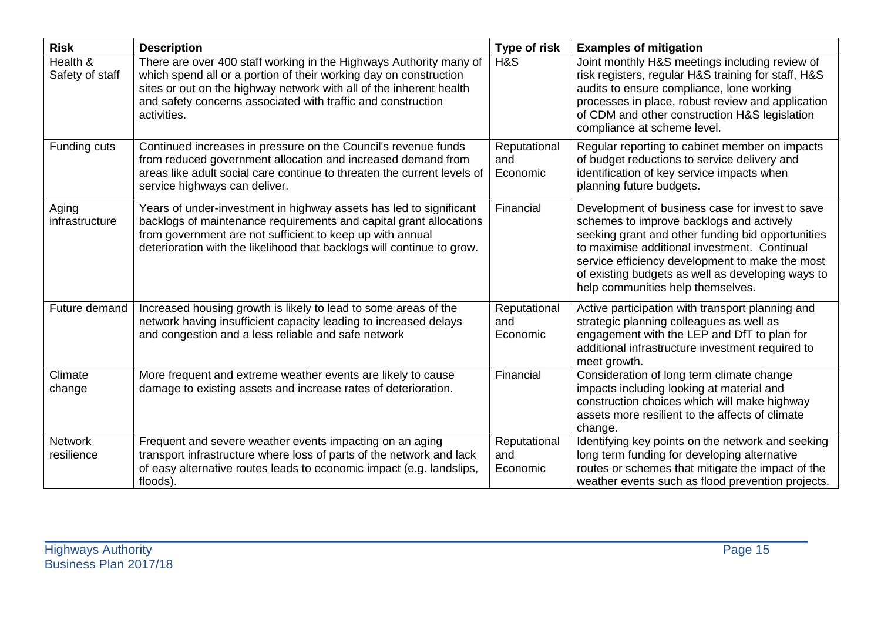| Risk | Description | Type of risk | Examples of mitigation |
|---|---|---|---|
| Health & Safety of staff | There are over 400 staff working in the Highways Authority many of which spend all or a portion of their working day on construction sites or out on the highway network with all of the inherent health and safety concerns associated with traffic and construction activities. | H&S | Joint monthly H&S meetings including review of risk registers, regular H&S training for staff, H&S audits to ensure compliance, lone working processes in place, robust review and application of CDM and other construction H&S legislation compliance at scheme level. |
| Funding cuts | Continued increases in pressure on the Council's revenue funds from reduced government allocation and increased demand from areas like adult social care continue to threaten the current levels of service highways can deliver. | Reputational and Economic | Regular reporting to cabinet member on impacts of budget reductions to service delivery and identification of key service impacts when planning future budgets. |
| Aging infrastructure | Years of under-investment in highway assets has led to significant backlogs of maintenance requirements and capital grant allocations from government are not sufficient to keep up with annual deterioration with the likelihood that backlogs will continue to grow. | Financial | Development of business case for invest to save schemes to improve backlogs and actively seeking grant and other funding bid opportunities to maximise additional investment. Continual service efficiency development to make the most of existing budgets as well as developing ways to help communities help themselves. |
| Future demand | Increased housing growth is likely to lead to some areas of the network having insufficient capacity leading to increased delays and congestion and a less reliable and safe network | Reputational and Economic | Active participation with transport planning and strategic planning colleagues as well as engagement with the LEP and DfT to plan for additional infrastructure investment required to meet growth. |
| Climate change | More frequent and extreme weather events are likely to cause damage to existing assets and increase rates of deterioration. | Financial | Consideration of long term climate change impacts including looking at material and construction choices which will make highway assets more resilient to the affects of climate change. |
| Network resilience | Frequent and severe weather events impacting on an aging transport infrastructure where loss of parts of the network and lack of easy alternative routes leads to economic impact (e.g. landslips, floods). | Reputational and Economic | Identifying key points on the network and seeking long term funding for developing alternative routes or schemes that mitigate the impact of the weather events such as flood prevention projects. |